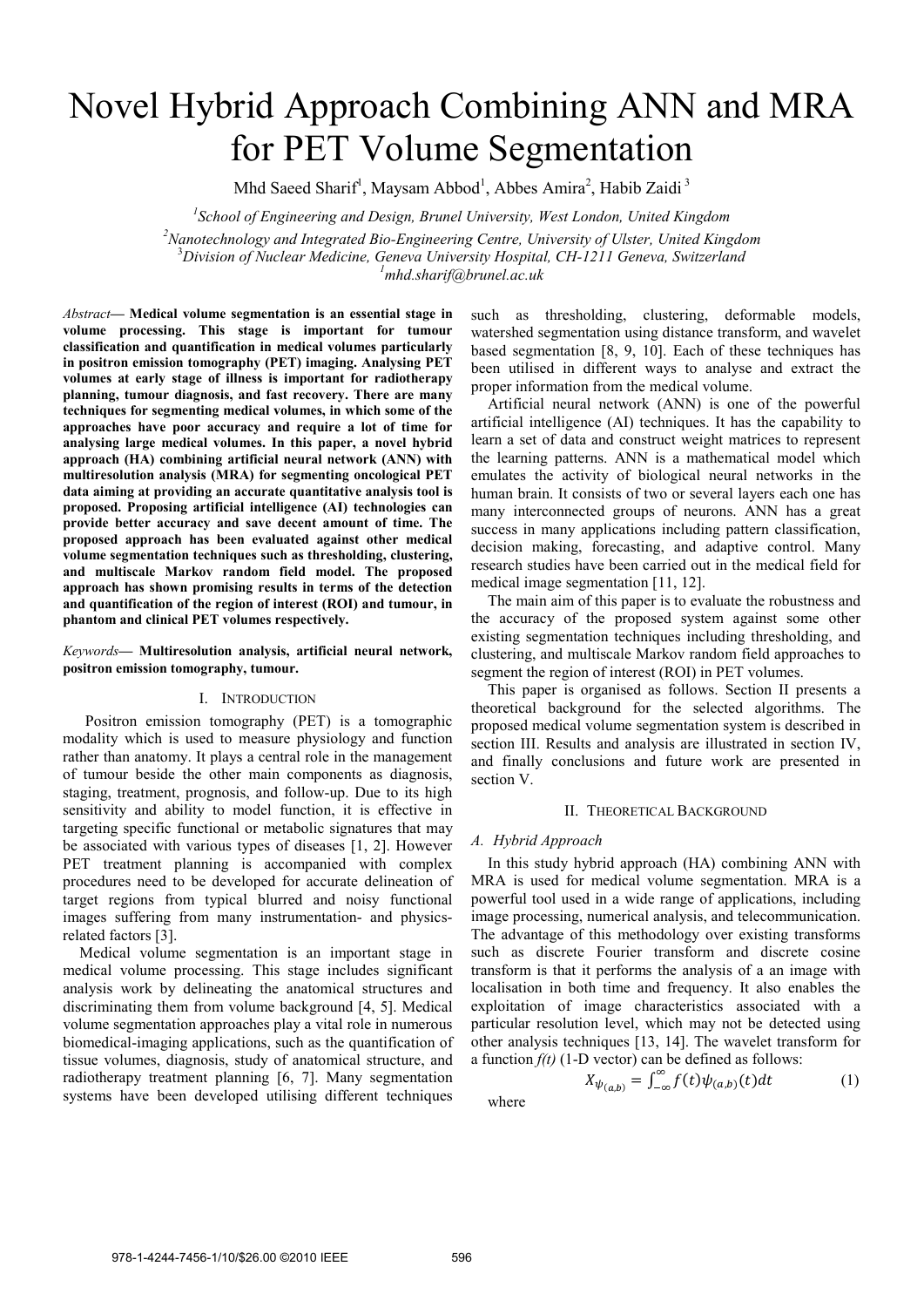# Novel Hybrid Approach Combining ANN and MRA for PET Volume Segmentation

Mhd Saeed Sharif[1], Maysam Abbod[1], Abbes Amira[2], Habib Zaidi[3]

[1]School of Engineering and Design, Brunel University, West London, United Kingdom

[2]Nanotechnology and Integrated Bio-Engineering Centre, University of Ulster, United Kingdom

[3]Division of Nuclear Medicine, Geneva University Hospital, CH-1211 Geneva, Switzerland

[1]mhd.sharif@brunel.ac.uk

*Abstract*— **Medical volume segmentation is an essential stage in volume processing. This stage is important for tumour classification and quantification in medical volumes particularly in positron emission tomography (PET) imaging. Analysing PET volumes at early stage of illness is important for radiotherapy planning, tumour diagnosis, and fast recovery. There are many techniques for segmenting medical volumes, in which some of the approaches have poor accuracy and require a lot of time for analysing large medical volumes. In this paper, a novel hybrid approach (HA) combining artificial neural network (ANN) with multiresolution analysis (MRA) for segmenting oncological PET data aiming at providing an accurate quantitative analysis tool is proposed. Proposing artificial intelligence (AI) technologies can provide better accuracy and save decent amount of time. The proposed approach has been evaluated against other medical volume segmentation techniques such as thresholding, clustering, and multiscale Markov random field model. The proposed approach has shown promising results in terms of the detection and quantification of the region of interest (ROI) and tumour, in phantom and clinical PET volumes respectively.**

*Keywords*— **Multiresolution analysis, artificial neural network, positron emission tomography, tumour.**

## I. Introduction

Positron emission tomography (PET) is a tomographic modality which is used to measure physiology and function rather than anatomy. It plays a central role in the management of tumour beside the other main components as diagnosis, staging, treatment, prognosis, and follow-up. Due to its high sensitivity and ability to model function, it is effective in targeting specific functional or metabolic signatures that may be associated with various types of diseases [1, 2]. However PET treatment planning is accompanied with complex procedures need to be developed for accurate delineation of target regions from typical blurred and noisy functional images suffering from many instrumentation- and physics-related factors [3].

Medical volume segmentation is an important stage in medical volume processing. This stage includes significant analysis work by delineating the anatomical structures and discriminating them from volume background [4, 5]. Medical volume segmentation approaches play a vital role in numerous biomedical-imaging applications, such as the quantification of tissue volumes, diagnosis, study of anatomical structure, and radiotherapy treatment planning [6, 7]. Many segmentation systems have been developed utilising different techniques such as thresholding, clustering, deformable models, watershed segmentation using distance transform, and wavelet based segmentation [8, 9, 10]. Each of these techniques has been utilised in different ways to analyse and extract the proper information from the medical volume.

Artificial neural network (ANN) is one of the powerful artificial intelligence (AI) techniques. It has the capability to learn a set of data and construct weight matrices to represent the learning patterns. ANN is a mathematical model which emulates the activity of biological neural networks in the human brain. It consists of two or several layers each one has many interconnected groups of neurons. ANN has a great success in many applications including pattern classification, decision making, forecasting, and adaptive control. Many research studies have been carried out in the medical field for medical image segmentation [11, 12].

The main aim of this paper is to evaluate the robustness and the accuracy of the proposed system against some other existing segmentation techniques including thresholding, and clustering, and multiscale Markov random field approaches to segment the region of interest (ROI) in PET volumes.

This paper is organised as follows. Section II presents a theoretical background for the selected algorithms. The proposed medical volume segmentation system is described in section III. Results and analysis are illustrated in section IV, and finally conclusions and future work are presented in section V.

## II. Theoretical Background

### A. Hybrid Approach

In this study hybrid approach (HA) combining ANN with MRA is used for medical volume segmentation. MRA is a powerful tool used in a wide range of applications, including image processing, numerical analysis, and telecommunication. The advantage of this methodology over existing transforms such as discrete Fourier transform and discrete cosine transform is that it performs the analysis of a an image with localisation in both time and frequency. It also enables the exploitation of image characteristics associated with a particular resolution level, which may not be detected using other analysis techniques [13, 14]. The wavelet transform for a function *f(t)* (1-D vector) can be defined as follows:

$$X_{\psi_{(a,b)}} = \int_{-\infty}^{\infty} f(t)\psi_{(a,b)}(t)dt \tag{1}$$

where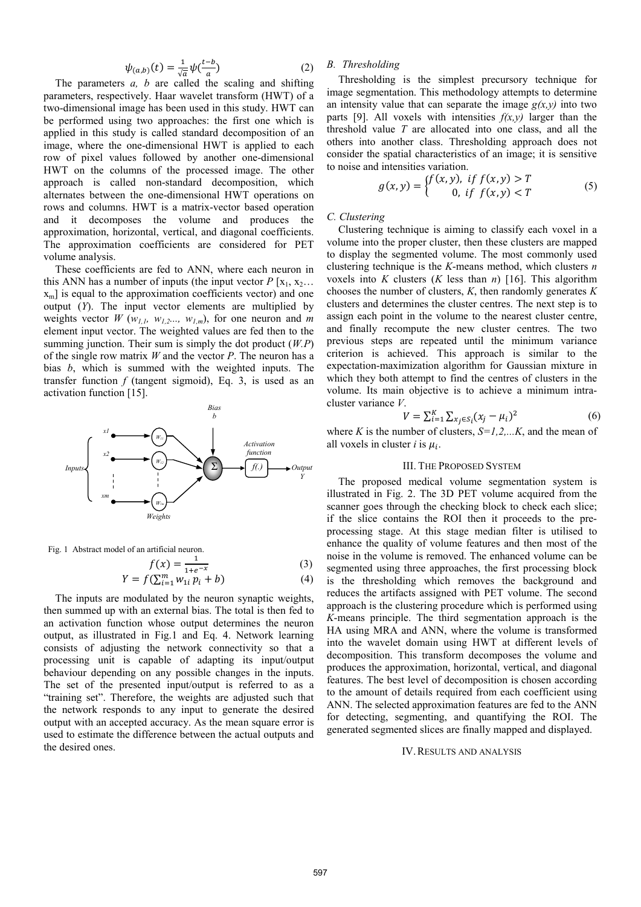$$\psi_{(a,b)}(t) = \frac{1}{\sqrt{a}}\psi(\frac{t-b}{a}) \quad (2)$$

The parameters *a, b* are called the scaling and shifting parameters, respectively. Haar wavelet transform (HWT) of a two-dimensional image has been used in this study. HWT can be performed using two approaches: the first one which is applied in this study is called standard decomposition of an image, where the one-dimensional HWT is applied to each row of pixel values followed by another one-dimensional HWT on the columns of the processed image. The other approach is called non-standard decomposition, which alternates between the one-dimensional HWT operations on rows and columns. HWT is a matrix-vector based operation and it decomposes the volume and produces the approximation, horizontal, vertical, and diagonal coefficients. The approximation coefficients are considered for PET volume analysis.

These coefficients are fed to ANN, where each neuron in this ANN has a number of inputs (the input vector *P* [$x_1$, $x_2$… $x_m$] is equal to the approximation coefficients vector) and one output (*Y*). The input vector elements are multiplied by weights vector *W* ($w_{1,1}$, $w_{1,2}$..., $w_{1,m}$), for one neuron and *m* element input vector. The weighted values are fed then to the summing junction. Their sum is simply the dot product (*W.P*) of the single row matrix *W* and the vector *P*. The neuron has a bias *b*, which is summed with the weighted inputs. The transfer function *f* (tangent sigmoid), Eq. 3, is used as an activation function [15].

Fig. 1 Abstract model of an artificial neuron.

$$f(x) = \frac{1}{1+e^{-x}} \quad (3)$$

$$Y = f(\sum_{i=1}^{m} w_{1i}\, p_i + b) \quad (4)$$

The inputs are modulated by the neuron synaptic weights, then summed up with an external bias. The total is then fed to an activation function whose output determines the neuron output, as illustrated in Fig.1 and Eq. 4. Network learning consists of adjusting the network connectivity so that a processing unit is capable of adapting its input/output behaviour depending on any possible changes in the inputs. The set of the presented input/output is referred to as a "training set". Therefore, the weights are adjusted such that the network responds to any input to generate the desired output with an accepted accuracy. As the mean square error is used to estimate the difference between the actual outputs and the desired ones.

### *B. Thresholding*

Thresholding is the simplest precursory technique for image segmentation. This methodology attempts to determine an intensity value that can separate the image *g(x,y)* into two parts [9]. All voxels with intensities *f(x,y)* larger than the threshold value *T* are allocated into one class, and all the others into another class. Thresholding approach does not consider the spatial characteristics of an image; it is sensitive to noise and intensities variation.

$$g(x,y) = \begin{cases} f(x,y), & if\ f(x,y) > T \\ 0, & if\ f(x,y) < T \end{cases} \quad (5)$$

### *C. Clustering*

Clustering technique is aiming to classify each voxel in a volume into the proper cluster, then these clusters are mapped to display the segmented volume. The most commonly used clustering technique is the *K*-means method, which clusters *n* voxels into *K* clusters (*K* less than *n*) [16]. This algorithm chooses the number of clusters, *K*, then randomly generates *K* clusters and determines the cluster centres. The next step is to assign each point in the volume to the nearest cluster centre, and finally recompute the new cluster centres. The two previous steps are repeated until the minimum variance criterion is achieved. This approach is similar to the expectation-maximization algorithm for Gaussian mixture in which they both attempt to find the centres of clusters in the volume. Its main objective is to achieve a minimum intra-cluster variance *V*.

$$V = \sum_{i=1}^{K} \sum_{x_j \in S_i} (x_j - \mu_i)^2 \quad (6)$$

where *K* is the number of clusters, *S=1,2,...K*, and the mean of all voxels in cluster *i* is $\mu_i$.

## III. The Proposed System

The proposed medical volume segmentation system is illustrated in Fig. 2. The 3D PET volume acquired from the scanner goes through the checking block to check each slice; if the slice contains the ROI then it proceeds to the pre-processing stage. At this stage median filter is utilised to enhance the quality of volume features and then most of the noise in the volume is removed. The enhanced volume can be segmented using three approaches, the first processing block is the thresholding which removes the background and reduces the artifacts assigned with PET volume. The second approach is the clustering procedure which is performed using *K*-means principle. The third segmentation approach is the HA using MRA and ANN, where the volume is transformed into the wavelet domain using HWT at different levels of decomposition. This transform decomposes the volume and produces the approximation, horizontal, vertical, and diagonal features. The best level of decomposition is chosen according to the amount of details required from each coefficient using ANN. The selected approximation features are fed to the ANN for detecting, segmenting, and quantifying the ROI. The generated segmented slices are finally mapped and displayed.

## IV. Results and Analysis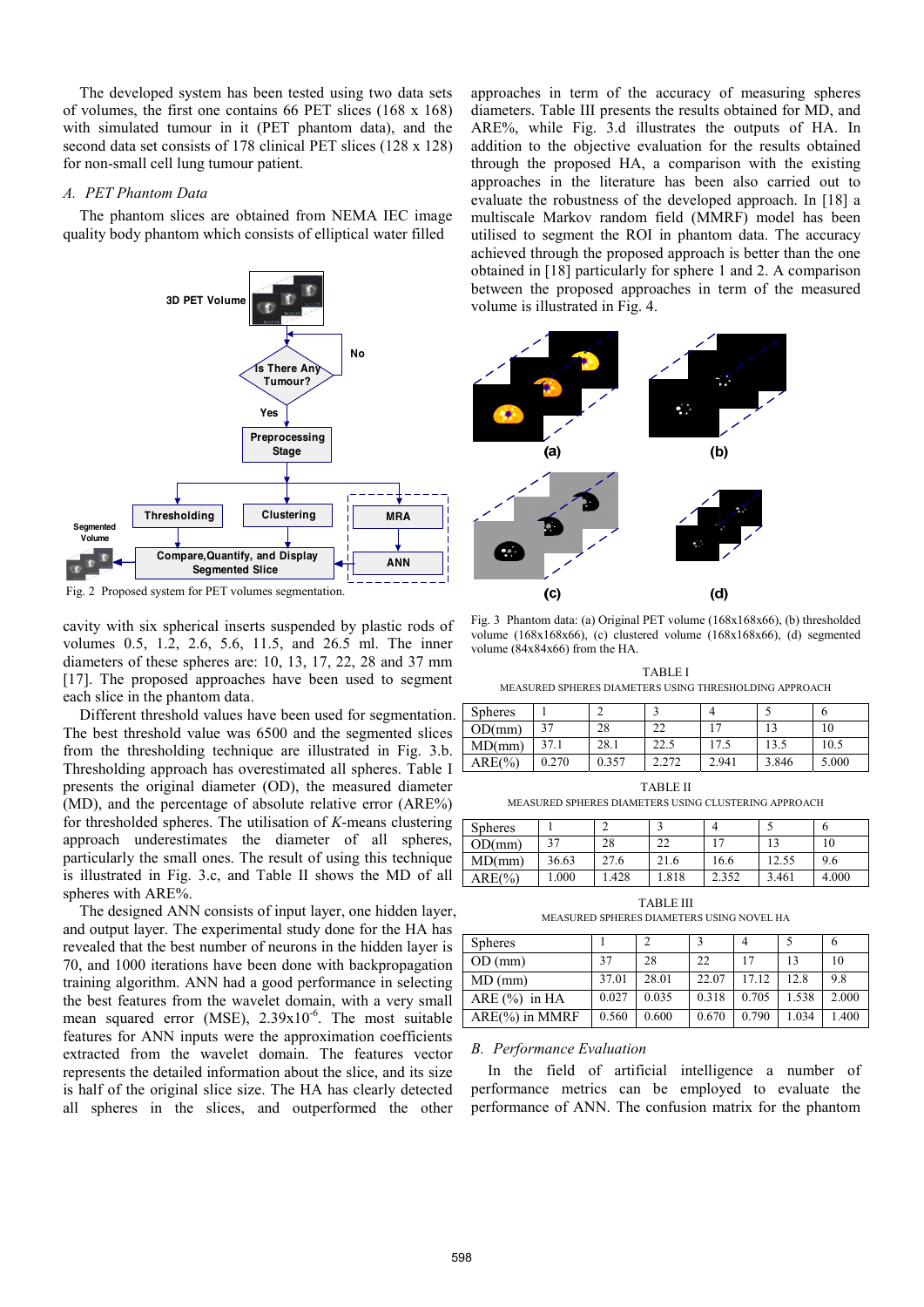The developed system has been tested using two data sets of volumes, the first one contains 66 PET slices (168 x 168) with simulated tumour in it (PET phantom data), and the second data set consists of 178 clinical PET slices (128 x 128) for non-small cell lung tumour patient.

### A. PET Phantom Data

The phantom slices are obtained from NEMA IEC image quality body phantom which consists of elliptical water filled cavity with six spherical inserts suspended by plastic rods of volumes 0.5, 1.2, 2.6, 5.6, 11.5, and 26.5 ml. The inner diameters of these spheres are: 10, 13, 17, 22, 28 and 37 mm [17]. The proposed approaches have been used to segment each slice in the phantom data.

Fig. 2 Proposed system for PET volumes segmentation.

Different threshold values have been used for segmentation. The best threshold value was 6500 and the segmented slices from the thresholding technique are illustrated in Fig. 3.b. Thresholding approach has overestimated all spheres. Table I presents the original diameter (OD), the measured diameter (MD), and the percentage of absolute relative error (ARE%) for thresholded spheres. The utilisation of *K*-means clustering approach underestimates the diameter of all spheres, particularly the small ones. The result of using this technique is illustrated in Fig. 3.c, and Table II shows the MD of all spheres with ARE%.

The designed ANN consists of input layer, one hidden layer, and output layer. The experimental study done for the HA has revealed that the best number of neurons in the hidden layer is 70, and 1000 iterations have been done with backpropagation training algorithm. ANN had a good performance in selecting the best features from the wavelet domain, with a very small mean squared error (MSE), $2.39 \times 10^{-6}$. The most suitable features for ANN inputs were the approximation coefficients extracted from the wavelet domain. The features vector represents the detailed information about the slice, and its size is half of the original slice size. The HA has clearly detected all spheres in the slices, and outperformed the other approaches in term of the accuracy of measuring spheres diameters. Table III presents the results obtained for MD, and ARE%, while Fig. 3.d illustrates the outputs of HA. In addition to the objective evaluation for the results obtained through the proposed HA, a comparison with the existing approaches in the literature has been also carried out to evaluate the robustness of the developed approach. In [18] a multiscale Markov random field (MMRF) model has been utilised to segment the ROI in phantom data. The accuracy achieved through the proposed approach is better than the one obtained in [18] particularly for sphere 1 and 2. A comparison between the proposed approaches in term of the measured volume is illustrated in Fig. 4.

Fig. 3 Phantom data: (a) Original PET volume (168x168x66), (b) thresholded volume (168x168x66), (c) clustered volume (168x168x66), (d) segmented volume (84x84x66) from the HA.

TABLE I
MEASURED SPHERES DIAMETERS USING THRESHOLDING APPROACH

| Spheres | 1 | 2 | 3 | 4 | 5 | 6 |
|---|---|---|---|---|---|---|
| OD(mm) | 37 | 28 | 22 | 17 | 13 | 10 |
| MD(mm) | 37.1 | 28.1 | 22.5 | 17.5 | 13.5 | 10.5 |
| ARE(%) | 0.270 | 0.357 | 2.272 | 2.941 | 3.846 | 5.000 |

TABLE II
MEASURED SPHERES DIAMETERS USING CLUSTERING APPROACH

| Spheres | 1 | 2 | 3 | 4 | 5 | 6 |
|---|---|---|---|---|---|---|
| OD(mm) | 37 | 28 | 22 | 17 | 13 | 10 |
| MD(mm) | 36.63 | 27.6 | 21.6 | 16.6 | 12.55 | 9.6 |
| ARE(%) | 1.000 | 1.428 | 1.818 | 2.352 | 3.461 | 4.000 |

TABLE III
MEASURED SPHERES DIAMETERS USING NOVEL HA

| Spheres | 1 | 2 | 3 | 4 | 5 | 6 |
|---|---|---|---|---|---|---|
| OD (mm) | 37 | 28 | 22 | 17 | 13 | 10 |
| MD (mm) | 37.01 | 28.01 | 22.07 | 17.12 | 12.8 | 9.8 |
| ARE (%) in HA | 0.027 | 0.035 | 0.318 | 0.705 | 1.538 | 2.000 |
| ARE(%) in MMRF | 0.560 | 0.600 | 0.670 | 0.790 | 1.034 | 1.400 |

### B. Performance Evaluation

In the field of artificial intelligence a number of performance metrics can be employed to evaluate the performance of ANN. The confusion matrix for the phantom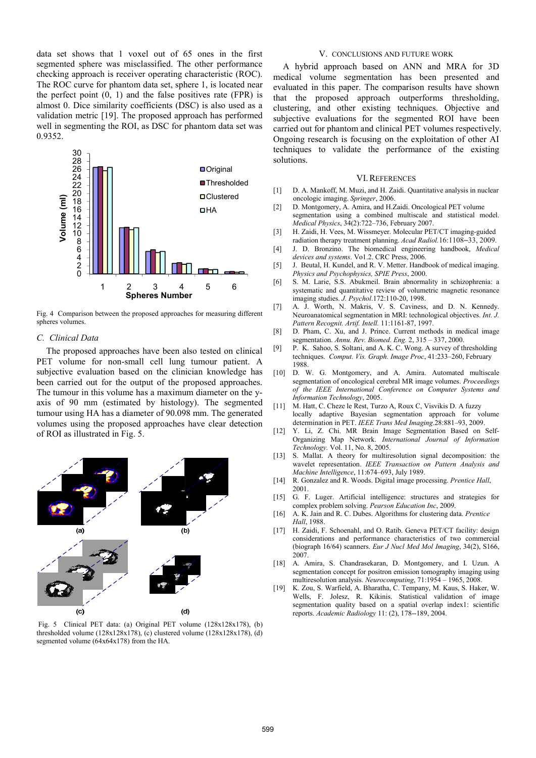data set shows that 1 voxel out of 65 ones in the first segmented sphere was misclassified. The other performance checking approach is receiver operating characteristic (ROC). The ROC curve for phantom data set, sphere 1, is located near the perfect point (0, 1) and the false positives rate (FPR) is almost 0. Dice similarity coefficients (DSC) is also used as a validation metric [19]. The proposed approach has performed well in segmenting the ROI, as DSC for phantom data set was 0.9352.

Volume (ml)
0
2
4
6
8
10
12
14
16
18
20
22
24
26
28
30
Spheres Number
1
2
3
4
5
6
Original
Thresholded
Clustered
HA

Fig. 4 Comparison between the proposed approaches for measuring different spheres volumes.

### C. Clinical Data

The proposed approaches have been also tested on clinical PET volume for non-small cell lung tumour patient. A subjective evaluation based on the clinician knowledge has been carried out for the output of the proposed approaches. The tumour in this volume has a maximum diameter on the y-axis of 90 mm (estimated by histology). The segmented tumour using HA has a diameter of 90.098 mm. The generated volumes using the proposed approaches have clear detection of ROI as illustrated in Fig. 5.

(a)
(b)
(c)
(d)

Fig. 5 Clinical PET data: (a) Original PET volume (128x128x178), (b) thresholded volume (128x128x178), (c) clustered volume (128x128x178), (d) segmented volume (64x64x178) from the HA.

## V. Conclusions and Future Work

A hybrid approach based on ANN and MRA for 3D medical volume segmentation has been presented and evaluated in this paper. The comparison results have shown that the proposed approach outperforms thresholding, clustering, and other existing techniques. Objective and subjective evaluations for the segmented ROI have been carried out for phantom and clinical PET volumes respectively. Ongoing research is focusing on the exploitation of other AI techniques to validate the performance of the existing solutions.

## VI. References

[1] D. A. Mankoff, M. Muzi, and H. Zaidi. Quantitative analysis in nuclear oncologic imaging. *Springer*, 2006.

[2] D. Montgomery, A. Amira, and H.Zaidi. Oncological PET volume segmentation using a combined multiscale and statistical model. *Medical Physics*, 34(2):722–736, February 2007.

[3] H. Zaidi, H. Vees, M. Wissmeyer. Molecular PET/CT imaging-guided radiation therapy treatment planning. *Acad Radiol.*16:1108–33, 2009.

[4] J. D. Bronzino. The biomedical engineering handbook, *Medical devices and systems*. Vo1.2. CRC Press, 2006.

[5] J. Beutal, H. Kundel, and R. V. Metter. Handbook of medical imaging. *Physics and Psychophysics, SPIE Press*, 2000.

[6] S. M. Larie, S.S. Abukmeil. Brain abnormality in schizophrenia: a systematic and quantitative review of volumetric magnetic resonance imaging studies. *J. Psychol*.172:110-20, 1998.

[7] A. J. Worth, N. Makris, V. S. Caviness, and D. N. Kennedy. Neuroanatomical segmentation in MRI: technological objectives. *Int. J. Pattern Recognit. Artif. Intell.* 11:1161-87, 1997.

[8] D. Pham, C. Xu, and J. Prince. Current methods in medical image segmentation. *Annu. Rev. Biomed. Eng.* 2, 315 – 337, 2000.

[9] P. K. Sahoo, S. Soltani, and A. K. C. Wong. A survey of thresholding techniques. *Comput. Vis. Graph. Image Proc*, 41:233–260, February 1988.

[10] D. W. G. Montgomery, and A. Amira. Automated multiscale segmentation of oncological cerebral MR image volumes. *Proceedings of the IEEE International Conference on Computer Systems and Information Technology*, 2005.

[11] M. Hatt, C. Cheze le Rest, Turzo A, Roux C, Visvikis D. A fuzzy locally adaptive Bayesian segmentation approach for volume determination in PET. *IEEE Trans Med Imaging*.28:881–93, 2009.

[12] Y. Li, Z. Chi. MR Brain Image Segmentation Based on Self-Organizing Map Network. *International Journal of Information Technology*. Vol. 11, No. 8, 2005.

[13] S. Mallat. A theory for multiresolution signal decomposition: the wavelet representation. *IEEE Transaction on Pattern Analysis and Machine Intelligence*, 11:674–693, July 1989.

[14] R. Gonzalez and R. Woods. Digital image processing. *Prentice Hall*, 2001.

[15] G. F. Luger. Artificial intelligence: structures and strategies for complex problem solving. *Pearson Education Inc*, 2009.

[16] A. K. Jain and R. C. Dubes. Algorithms for clustering data. *Prentice Hall*, 1988.

[17] H. Zaidi, F. Schoenahl, and O. Ratib. Geneva PET/CT facility: design considerations and performance characteristics of two commercial (biograph 16/64) scanners. *Eur J Nucl Med Mol Imaging*, 34(2), S166, 2007.

[18] A. Amira, S. Chandrasekaran, D. Montgomery, and I. Uzun. A segmentation concept for positron emission tomography imaging using multiresolution analysis. *Neurocomputing*, 71:1954 – 1965, 2008.

[19] K. Zou, S. Warfield, A. Bharatha, C. Tempany, M. Kaus, S. Haker, W. Wells, F. Jolesz, R. Kikinis. Statistical validation of image segmentation quality based on a spatial overlap index1: scientific reports. *Academic Radiology* 11: (2), 178--189, 2004.